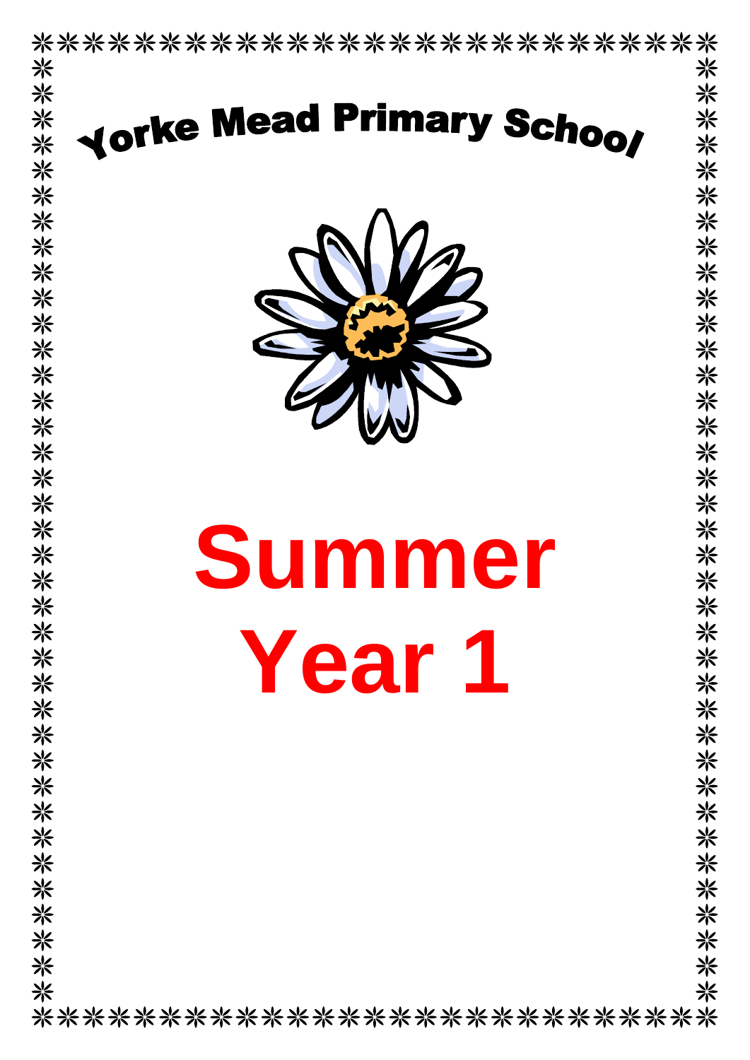# Yorke Mead Primary School

# Summer
# Year 1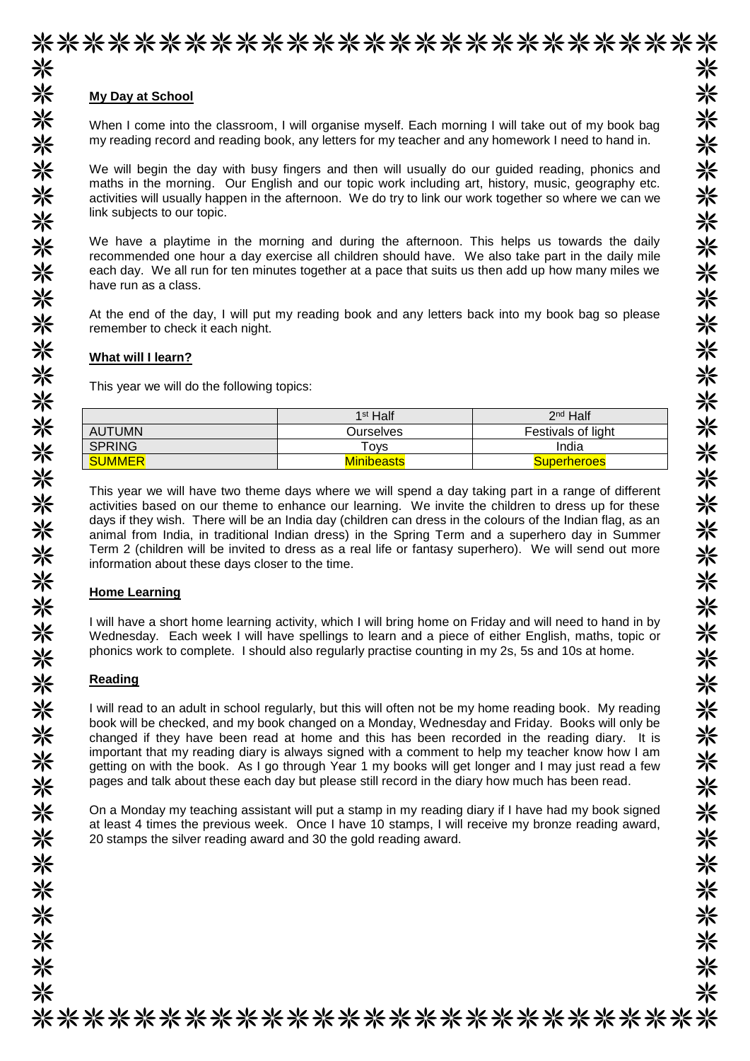**My Day at School**

When I come into the classroom, I will organise myself. Each morning I will take out of my book bag my reading record and reading book, any letters for my teacher and any homework I need to hand in.

We will begin the day with busy fingers and then will usually do our guided reading, phonics and maths in the morning. Our English and our topic work including art, history, music, geography etc. activities will usually happen in the afternoon. We do try to link our work together so where we can we link subjects to our topic.

We have a playtime in the morning and during the afternoon. This helps us towards the daily recommended one hour a day exercise all children should have. We also take part in the daily mile each day. We all run for ten minutes together at a pace that suits us then add up how many miles we have run as a class.

At the end of the day, I will put my reading book and any letters back into my book bag so please remember to check it each night.

**What will I learn?**

This year we will do the following topics:

| | 1st Half | 2nd Half |
|---|---|---|
| AUTUMN | Ourselves | Festivals of light |
| SPRING | Toys | India |
| SUMMER | Minibeasts | Superheroes |

This year we will have two theme days where we will spend a day taking part in a range of different activities based on our theme to enhance our learning. We invite the children to dress up for these days if they wish. There will be an India day (children can dress in the colours of the Indian flag, as an animal from India, in traditional Indian dress) in the Spring Term and a superhero day in Summer Term 2 (children will be invited to dress as a real life or fantasy superhero). We will send out more information about these days closer to the time.

**Home Learning**

I will have a short home learning activity, which I will bring home on Friday and will need to hand in by Wednesday. Each week I will have spellings to learn and a piece of either English, maths, topic or phonics work to complete. I should also regularly practise counting in my 2s, 5s and 10s at home.

**Reading**

I will read to an adult in school regularly, but this will often not be my home reading book. My reading book will be checked, and my book changed on a Monday, Wednesday and Friday. Books will only be changed if they have been read at home and this has been recorded in the reading diary. It is important that my reading diary is always signed with a comment to help my teacher know how I am getting on with the book. As I go through Year 1 my books will get longer and I may just read a few pages and talk about these each day but please still record in the diary how much has been read.

On a Monday my teaching assistant will put a stamp in my reading diary if I have had my book signed at least 4 times the previous week. Once I have 10 stamps, I will receive my bronze reading award, 20 stamps the silver reading award and 30 the gold reading award.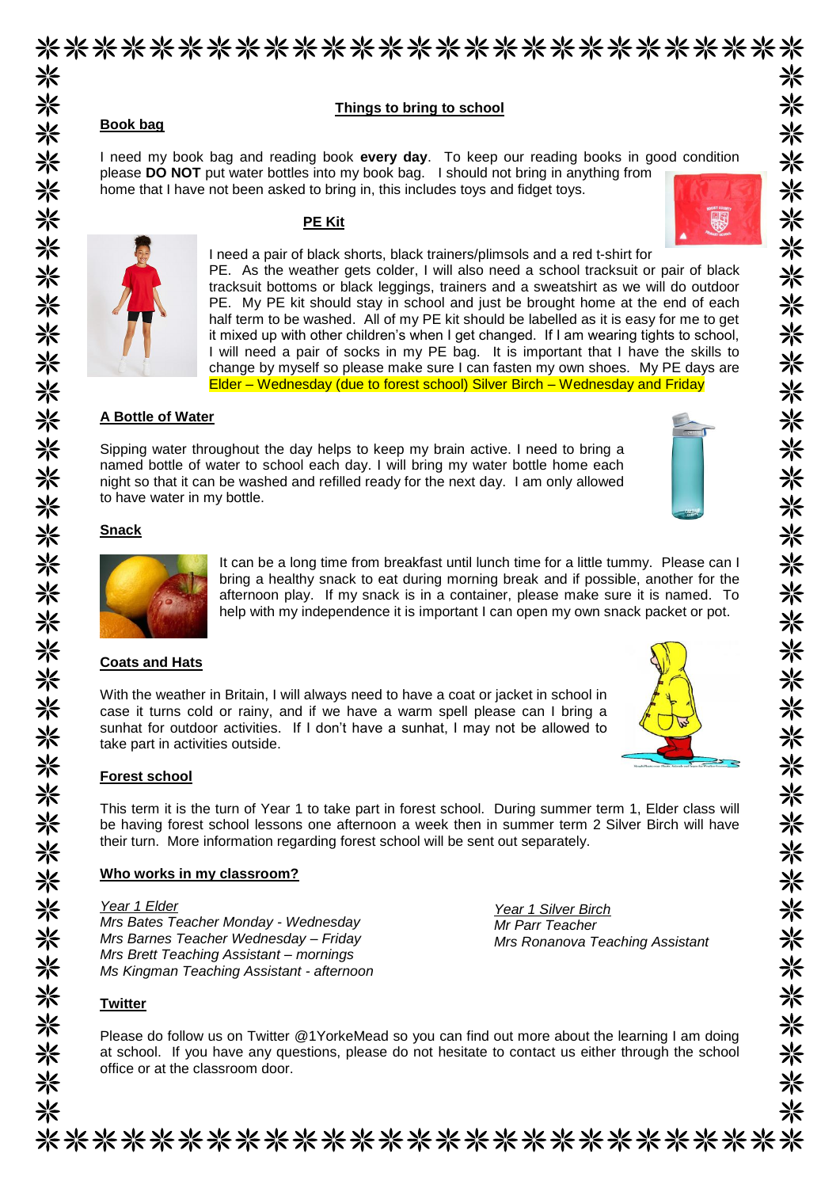## Things to bring to school

### Book bag

I need my book bag and reading book **every day**. To keep our reading books in good condition please **DO NOT** put water bottles into my book bag. I should not bring in anything from home that I have not been asked to bring in, this includes toys and fidget toys.

### PE Kit

I need a pair of black shorts, black trainers/plimsols and a red t-shirt for PE. As the weather gets colder, I will also need a school tracksuit or pair of black tracksuit bottoms or black leggings, trainers and a sweatshirt as we will do outdoor PE. My PE kit should stay in school and just be brought home at the end of each half term to be washed. All of my PE kit should be labelled as it is easy for me to get it mixed up with other children's when I get changed. If I am wearing tights to school, I will need a pair of socks in my PE bag. It is important that I have the skills to change by myself so please make sure I can fasten my own shoes. My PE days are Elder – Wednesday (due to forest school) Silver Birch – Wednesday and Friday

### A Bottle of Water

Sipping water throughout the day helps to keep my brain active. I need to bring a named bottle of water to school each day. I will bring my water bottle home each night so that it can be washed and refilled ready for the next day. I am only allowed to have water in my bottle.

### Snack

It can be a long time from breakfast until lunch time for a little tummy. Please can I bring a healthy snack to eat during morning break and if possible, another for the afternoon play. If my snack is in a container, please make sure it is named. To help with my independence it is important I can open my own snack packet or pot.

### Coats and Hats

With the weather in Britain, I will always need to have a coat or jacket in school in case it turns cold or rainy, and if we have a warm spell please can I bring a sunhat for outdoor activities. If I don't have a sunhat, I may not be allowed to take part in activities outside.

### Forest school

This term it is the turn of Year 1 to take part in forest school. During summer term 1, Elder class will be having forest school lessons one afternoon a week then in summer term 2 Silver Birch will have their turn. More information regarding forest school will be sent out separately.

### Who works in my classroom?

*Year 1 Elder*
*Mrs Bates Teacher Monday - Wednesday*
*Mrs Barnes Teacher Wednesday – Friday*
*Mrs Brett Teaching Assistant – mornings*
*Ms Kingman Teaching Assistant - afternoon*

*Year 1 Silver Birch*
*Mr Parr Teacher*
*Mrs Ronanova Teaching Assistant*

### Twitter

Please do follow us on Twitter @1YorkeMead so you can find out more about the learning I am doing at school. If you have any questions, please do not hesitate to contact us either through the school office or at the classroom door.